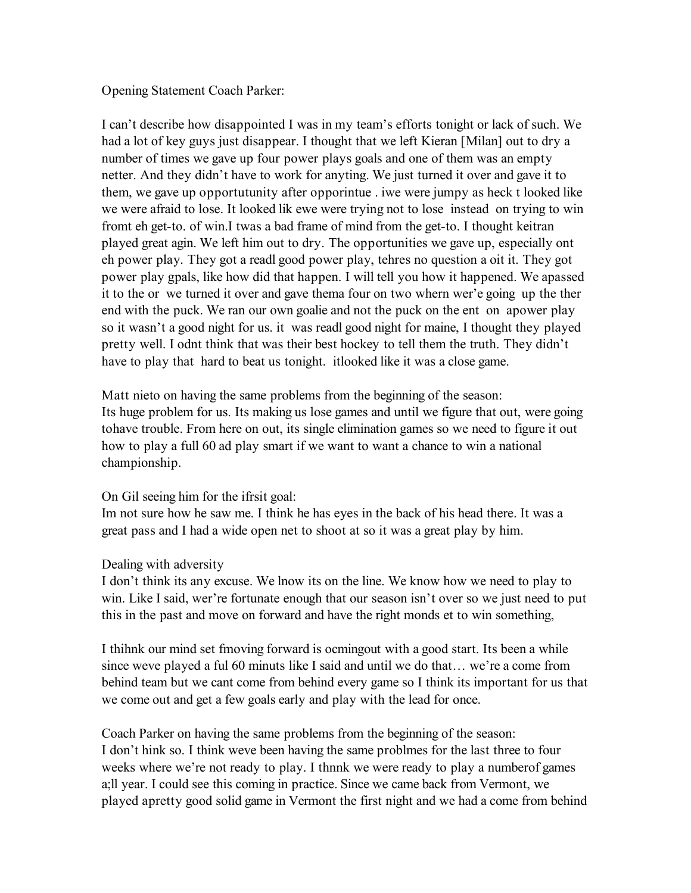Opening Statement Coach Parker:

I can't describe how disappointed I was in my team's efforts tonight or lack of such. We had a lot of key guys just disappear. I thought that we left Kieran [Milan] out to dry a number of times we gave up four power plays goals and one of them was an empty netter. And they didn't have to work for anyting. We just turned it over and gave it to them, we gave up opportutunity after opporintue . iwe were jumpy as heck t looked like we were afraid to lose. It looked lik ewe were trying not to lose instead on trying to win fromt eh get-to. of win.I twas a bad frame of mind from the get-to. I thought keitran played great agin. We left him out to dry. The opportunities we gave up, especially ont eh power play. They got a readl good power play, tehres no question a oit it. They got power play gpals, like how did that happen. I will tell you how it happened. We apassed it to the or we turned it over and gave thema four on two whern wer'e going up the ther end with the puck. We ran our own goalie and not the puck on the ent on apower play so it wasn't a good night for us. it was readl good night for maine, I thought they played pretty well. I odnt think that was their best hockey to tell them the truth. They didn't have to play that hard to beat us tonight. itlooked like it was a close game.

Matt nieto on having the same problems from the beginning of the season:
Its huge problem for us. Its making us lose games and until we figure that out, were going tohave trouble. From here on out, its single elimination games so we need to figure it out how to play a full 60 ad play smart if we want to want a chance to win a national championship.

On Gil seeing him for the ifrsit goal:
Im not sure how he saw me. I think he has eyes in the back of his head there. It was a great pass and I had a wide open net to shoot at so it was a great play by him.

Dealing with adversity
I don't think its any excuse. We lnow its on the line. We know how we need to play to win. Like I said, wer're fortunate enough that our season isn't over so we just need to put this in the past and move on forward and have the right monds et to win something,

I thihnk our mind set fmoving forward is ocmingout with a good start. Its been a while since weve played a ful 60 minuts like I said and until we do that… we're a come from behind team but we cant come from behind every game so I think its important for us that we come out and get a few goals early and play with the lead for once.

Coach Parker on having the same problems from the beginning of the season:
I don't hink so. I think weve been having the same problmes for the last three to four weeks where we're not ready to play. I thnnk we were ready to play a numberof games a;ll year. I could see this coming in practice. Since we came back from Vermont, we played apretty good solid game in Vermont the first night and we had a come from behind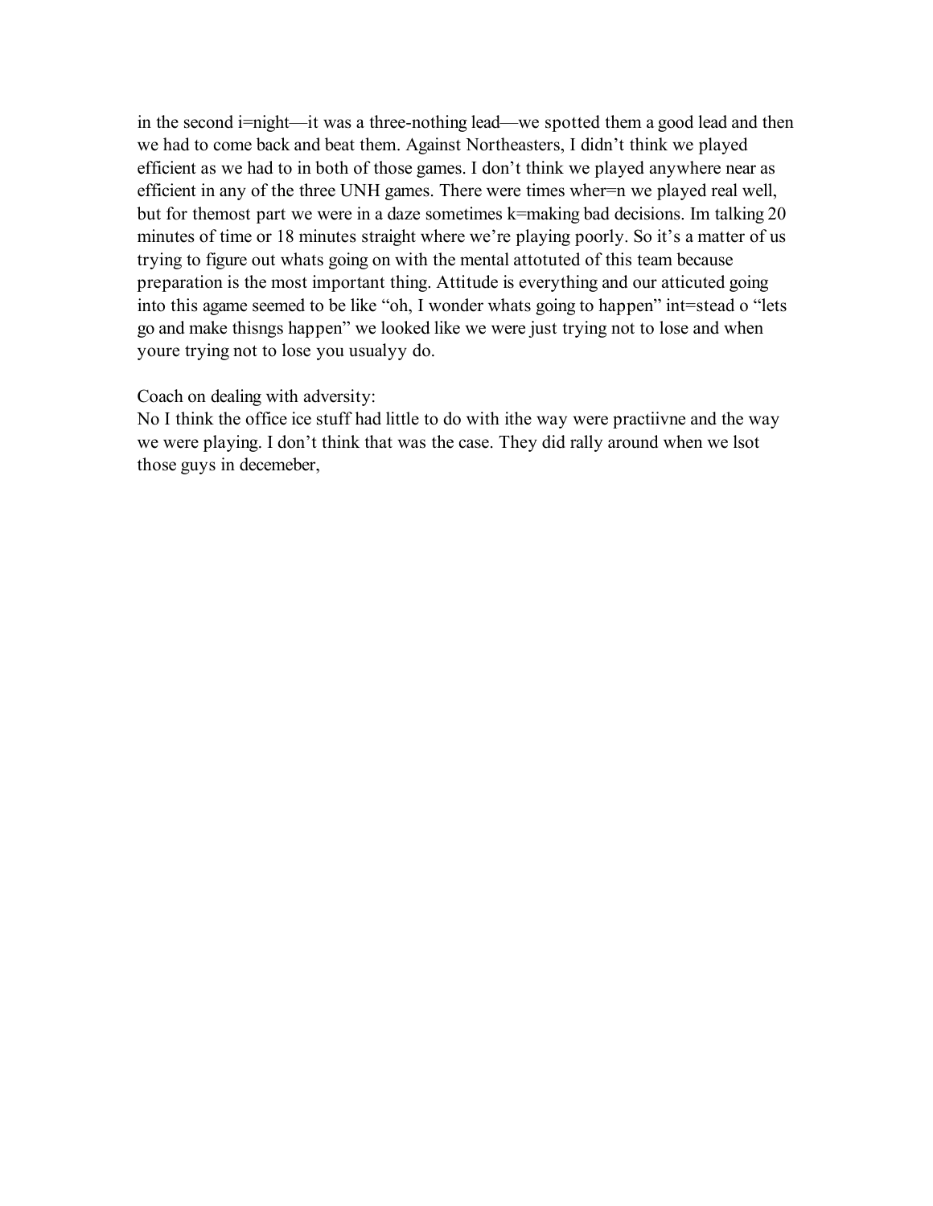in the second i=night—it was a three-nothing lead—we spotted them a good lead and then we had to come back and beat them. Against Northeasters, I didn't think we played efficient as we had to in both of those games. I don't think we played anywhere near as efficient in any of the three UNH games. There were times wher=n we played real well, but for themost part we were in a daze sometimes k=making bad decisions. Im talking 20 minutes of time or 18 minutes straight where we're playing poorly. So it's a matter of us trying to figure out whats going on with the mental attotuted of this team because preparation is the most important thing. Attitude is everything and our atticuted going into this agame seemed to be like "oh, I wonder whats going to happen" int=stead o "lets go and make thisngs happen" we looked like we were just trying not to lose and when youre trying not to lose you usualyy do.

Coach on dealing with adversity:
No I think the office ice stuff had little to do with ithe way were practiivne and the way we were playing. I don't think that was the case. They did rally around when we lsot those guys in decemeber,